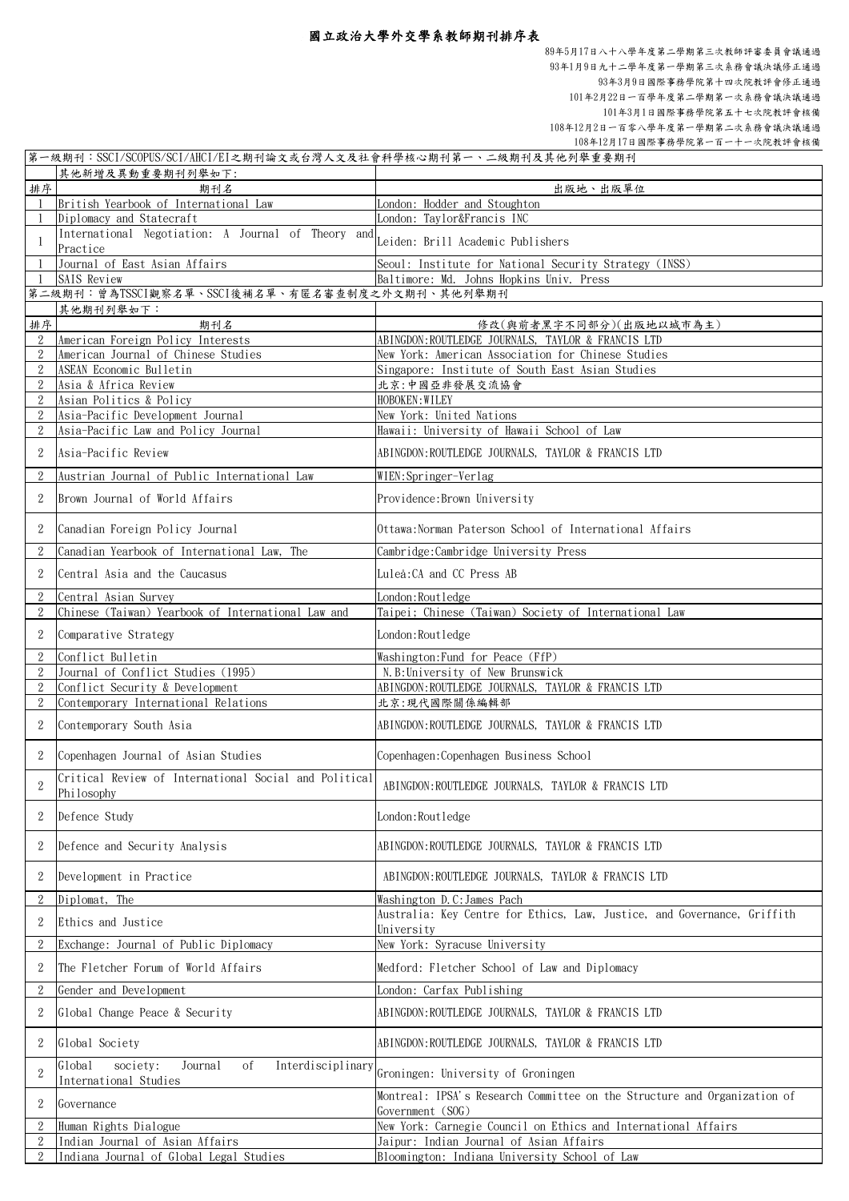# 國立政治大學外交學系教師期刊排序表

89年5月17日八十八學年度第二學期第三次教師評審委員會議通過
93年1月9日九十二學年度第一學期第三次系務會議決議修正通過
93年3月9日國際事務學院第十四次院教評會修正通過
101年2月22日一百學年度第二學期第一次系務會議決議通過
101年3月1日國際事務學院第五十七次院教評會核備
108年12月2日一百零八學年度第一學期第二次系務會議決議通過
108年12月17日國際事務學院第一百一十一次院教評會核備

第一級期刊：SSCI/SCOPUS/SCI/AHCI/EI之期刊論文或台灣人文及社會科學核心期刊第一、二級期刊及其他列舉重要期刊

其他新增及異動重要期刊列舉如下:

| 排序 | 期刊名 | 出版地、出版單位 |
|---|---|---|
| 1 | British Yearbook of International Law | London: Hodder and Stoughton |
| 1 | Diplomacy and Statecraft | London: Taylor&Francis INC |
| 1 | International Negotiation: A Journal of Theory and Practice | Leiden: Brill Academic Publishers |
| 1 | Journal of East Asian Affairs | Seoul: Institute for National Security Strategy (INSS) |
| 1 | SAIS Review | Baltimore: Md. Johns Hopkins Univ. Press |

第二級期刊：曾為TSSCI觀察名單、SSCI後補名單、有匿名審查制度之外文期刊、其他列舉期刊

其他期刊列舉如下：

| 排序 | 期刊名 | 修改(與前者黑字不同部分)(出版地以城市為主) |
|---|---|---|
| 2 | American Foreign Policy Interests | ABINGDON:ROUTLEDGE JOURNALS, TAYLOR & FRANCIS LTD |
| 2 | American Journal of Chinese Studies | New York: American Association for Chinese Studies |
| 2 | ASEAN Economic Bulletin | Singapore: Institute of South East Asian Studies |
| 2 | Asia & Africa Review | 北京:中國亞非發展交流協會 |
| 2 | Asian Politics & Policy | HOBOKEN:WILEY |
| 2 | Asia-Pacific Development Journal | New York: United Nations |
| 2 | Asia-Pacific Law and Policy Journal | Hawaii: University of Hawaii School of Law |
| 2 | Asia-Pacific Review | ABINGDON:ROUTLEDGE JOURNALS, TAYLOR & FRANCIS LTD |
| 2 | Austrian Journal of Public International Law | WIEN:Springer-Verlag |
| 2 | Brown Journal of World Affairs | Providence:Brown University |
| 2 | Canadian Foreign Policy Journal | Ottawa:Norman Paterson School of International Affairs |
| 2 | Canadian Yearbook of International Law, The | Cambridge:Cambridge University Press |
| 2 | Central Asia and the Caucasus | Luleå:CA and CC Press AB |
| 2 | Central Asian Survey | London:Routledge |
| 2 | Chinese (Taiwan) Yearbook of International Law and | Taipei: Chinese (Taiwan) Society of International Law |
| 2 | Comparative Strategy | London:Routledge |
| 2 | Conflict Bulletin | Washington:Fund for Peace (FfP) |
| 2 | Journal of Conflict Studies (1995) | N.B:University of New Brunswick |
| 2 | Conflict Security & Development | ABINGDON:ROUTLEDGE JOURNALS, TAYLOR & FRANCIS LTD |
| 2 | Contemporary International Relations | 北京:現代國際關係編輯部 |
| 2 | Contemporary South Asia | ABINGDON:ROUTLEDGE JOURNALS, TAYLOR & FRANCIS LTD |
| 2 | Copenhagen Journal of Asian Studies | Copenhagen:Copenhagen Business School |
| 2 | Critical Review of International Social and Political Philosophy | ABINGDON:ROUTLEDGE JOURNALS, TAYLOR & FRANCIS LTD |
| 2 | Defence Study | London:Routledge |
| 2 | Defence and Security Analysis | ABINGDON:ROUTLEDGE JOURNALS, TAYLOR & FRANCIS LTD |
| 2 | Development in Practice | ABINGDON:ROUTLEDGE JOURNALS, TAYLOR & FRANCIS LTD |
| 2 | Diplomat, The | Washington D.C:James Pach |
| 2 | Ethics and Justice | Australia: Key Centre for Ethics, Law, Justice, and Governance, Griffith University |
| 2 | Exchange: Journal of Public Diplomacy | New York: Syracuse University |
| 2 | The Fletcher Forum of World Affairs | Medford: Fletcher School of Law and Diplomacy |
| 2 | Gender and Development | London: Carfax Publishing |
| 2 | Global Change Peace & Security | ABINGDON:ROUTLEDGE JOURNALS, TAYLOR & FRANCIS LTD |
| 2 | Global Society | ABINGDON:ROUTLEDGE JOURNALS, TAYLOR & FRANCIS LTD |
| 2 | Global society: Journal of Interdisciplinary International Studies | Groningen: University of Groningen |
| 2 | Governance | Montreal: IPSA's Research Committee on the Structure and Organization of Government (SOG) |
| 2 | Human Rights Dialogue | New York: Carnegie Council on Ethics and International Affairs |
| 2 | Indian Journal of Asian Affairs | Jaipur: Indian Journal of Asian Affairs |
| 2 | Indiana Journal of Global Legal Studies | Bloomington: Indiana University School of Law |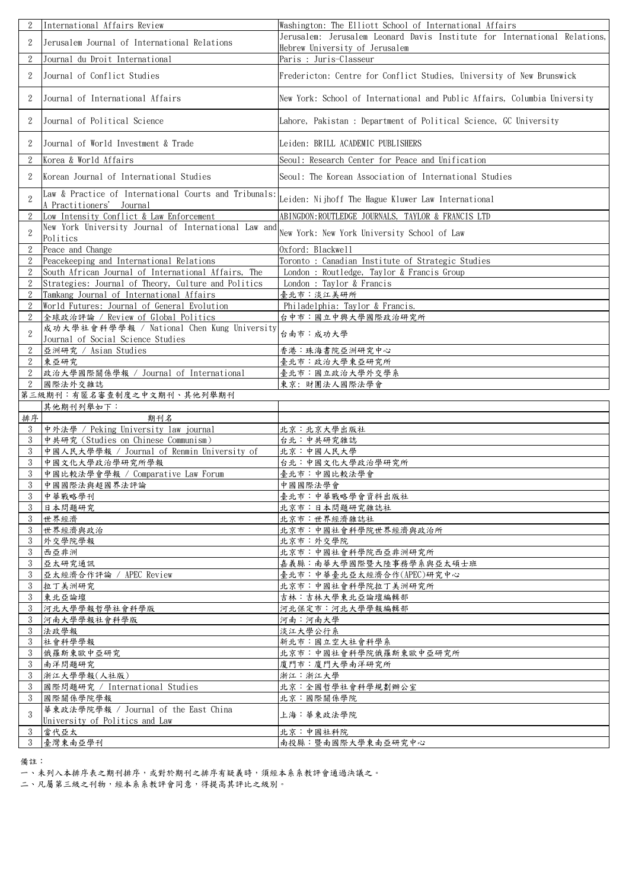| | | |
|---|---|---|
| 2 | International Affairs Review | Washington: The Elliott School of International Affairs |
| 2 | Jerusalem Journal of International Relations | Jerusalem: Jerusalem Leonard Davis Institute for International Relations, Hebrew University of Jerusalem |
| 2 | Journal du Droit International | Paris : Juris-Classeur |
| 2 | Journal of Conflict Studies | Fredericton: Centre for Conflict Studies, University of New Brunswick |
| 2 | Journal of International Affairs | New York: School of International and Public Affairs, Columbia University |
| 2 | Journal of Political Science | Lahore, Pakistan : Department of Political Science, GC University |
| 2 | Journal of World Investment & Trade | Leiden: BRILL ACADEMIC PUBLISHERS |
| 2 | Korea & World Affairs | Seoul: Research Center for Peace and Unification |
| 2 | Korean Journal of International Studies | Seoul: The Korean Association of International Studies |
| 2 | Law & Practice of International Courts and Tribunals: A Practitioners' Journal | Leiden: Nijhoff The Hague Kluwer Law International |
| 2 | Low Intensity Conflict & Law Enforcement | ABINGDON:ROUTLEDGE JOURNALS, TAYLOR & FRANCIS LTD |
| 2 | New York University Journal of International Law and Politics | New York: New York University School of Law |
| 2 | Peace and Change | Oxford: Blackwell |
| 2 | Peacekeeping and International Relations | Toronto : Canadian Institute of Strategic Studies |
| 2 | South African Journal of International Affairs, The | London : Routledge, Taylor & Francis Group |
| 2 | Strategies: Journal of Theory, Culture and Politics | London : Taylor & Francis |
| 2 | Tamkang Journal of International Affairs | 臺北市：淡江美研所 |
| 2 | World Futures: Journal of General Evolution | Philadelphia: Taylor & Francis. |
| 2 | 全球政治評論 / Review of Global Politics | 台中市：國立中興大學國際政治研究所 |
| 2 | 成功大學社會科學學報 / National Chen Kung University Journal of Social Science Studies | 台南市：成功大學 |
| 2 | 亞洲研究 / Asian Studies | 香港：珠海書院亞洲研究中心 |
| 2 | 東亞研究 | 臺北市：政治大學東亞研究所 |
| 2 | 政治大學國際關係學報 / Journal of International | 臺北市：國立政治大學外交學系 |
| 2 | 國際法外交雜誌 | 東京: 財團法人國際法學會 |
| 第三級期刊：有匿名審查制度之中文期刊、其他列舉期刊 | | |
| | 其他期刊列舉如下： | |
| 排序 | 期刊名 | |
| 3 | 中外法學 / Peking University law journal | 北京：北京大學出版社 |
| 3 | 中共研究 (Studies on Chinese Communism) | 台北：中共研究雜誌 |
| 3 | 中國人民大學學報 / Journal of Renmin University of | 北京：中國人民大學 |
| 3 | 中國文化大學政治學研究所學報 | 台北：中國文化大學政治學研究所 |
| 3 | 中國比較法學會學報 / Comparative Law Forum | 臺北市：中國比較法學會 |
| 3 | 中國國際法與超國界法評論 | 中國國際法學會 |
| 3 | 中華戰略學刊 | 臺北市：中華戰略學會資料出版社 |
| 3 | 日本問題研究 | 北京市：日本問題研究雜誌社 |
| 3 | 世界經濟 | 北京市：世界經濟雜誌社 |
| 3 | 世界經濟與政治 | 北京市：中國社會科學院世界經濟與政治所 |
| 3 | 外交學院學報 | 北京市：外交學院 |
| 3 | 西亞非洲 | 北京市：中國社會科學院西亞非洲研究所 |
| 3 | 亞太研究通訊 | 嘉義縣：南華大學國際暨大陸事務學系與亞太碩士班 |
| 3 | 亞太經濟合作評論 / APEC Review | 臺北市：中華臺北亞太經濟合作(APEC)研究中心 |
| 3 | 拉丁美洲研究 | 北京市：中國社會科學院拉丁美洲研究所 |
| 3 | 東北亞論壇 | 吉林：吉林大學東北亞論壇編輯部 |
| 3 | 河北大學學報哲學社會科學版 | 河北保定市：河北大學學報編輯部 |
| 3 | 河南大學學報社會科學版 | 河南：河南大學 |
| 3 | 法政學報 | 淡江大學公行系 |
| 3 | 社會科學學報 | 新北市：國立空大社會科學系 |
| 3 | 俄羅斯東歐中亞研究 | 北京市：中國社會科學院俄羅斯東歐中亞研究所 |
| 3 | 南洋問題研究 | 廈門市：廈門大學南洋研究所 |
| 3 | 浙江大學學報(人社版) | 浙江：浙江大學 |
| 3 | 國際問題研究 / International Studies | 北京市：全國哲學社會科學規劃辦公室 |
| 3 | 國際關係學院學報 | 北京：國際關係學院 |
| 3 | 華東政法學院學報 / Journal of the East China University of Politics and Law | 上海：華東政法學院 |
| 3 | 當代亞太 | 北京：中國社科院 |
| 3 | 臺灣東南亞學刊 | 南投縣：暨南國際大學東南亞研究中心 |

備註：

一、未列入本排序表之期刊排序，或對於期刊之排序有疑義時，須經本系系教評會通過決議之。

二、凡屬第三級之刊物，經本系系教評會同意，得提高其評比之級別。